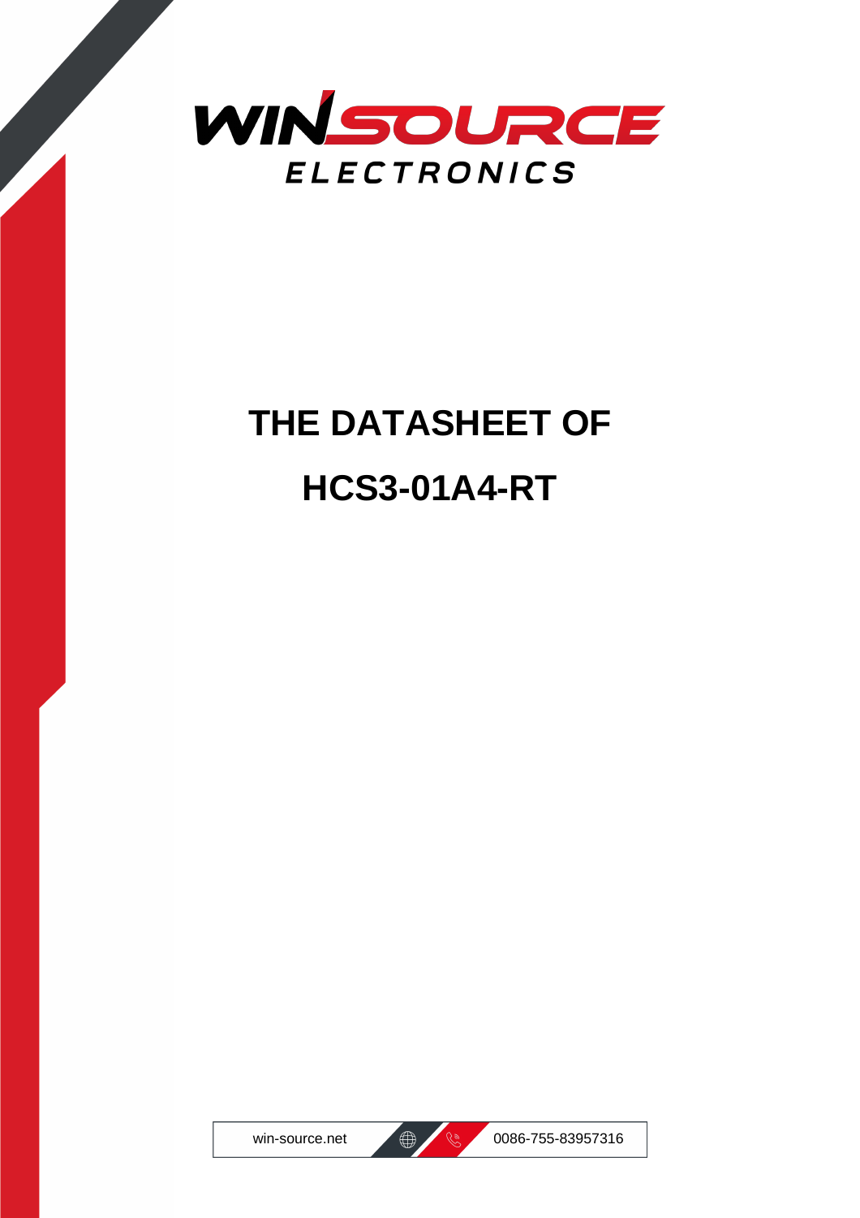WINSOURCE

ELECTRONICS

# THE DATASHEET OF

# HCS3-01A4-RT

win-source.net

0086-755-83957316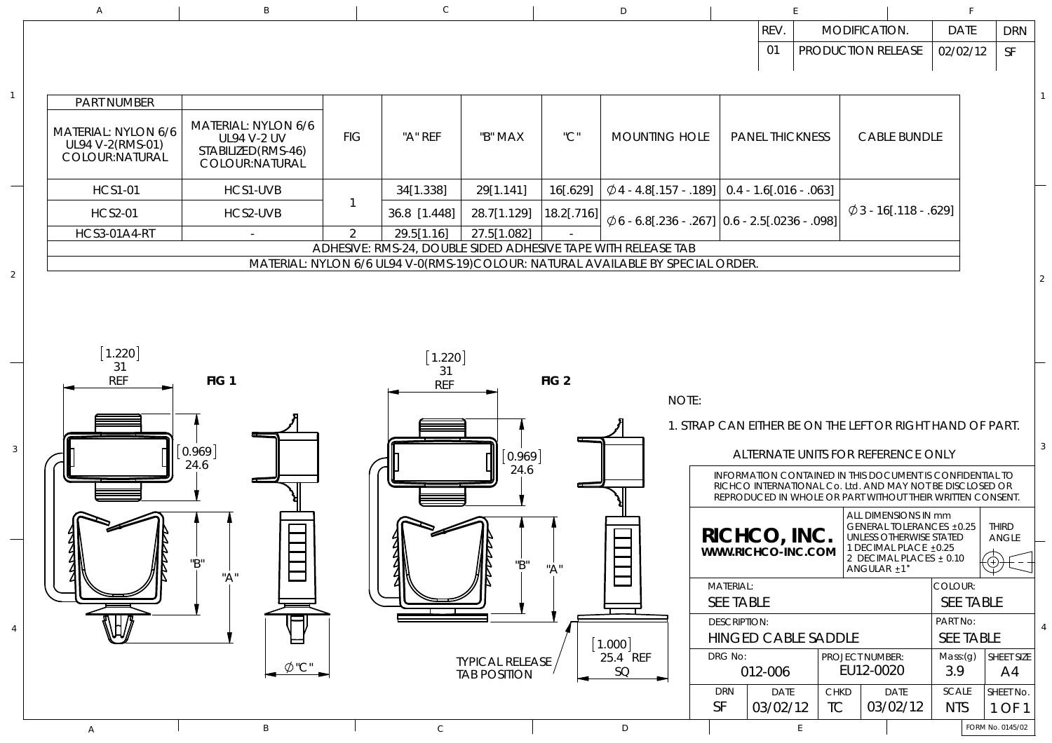| REV. | MODIFICATION. | DATE | DRN |
|---|---|---|---|
| 01 | PRODUCTION RELEASE | 02/02/12 | SF |

| PART NUMBER | | FIG | "A" REF | "B" MAX | "C" | MOUNTING HOLE | PANEL THICKNESS | CABLE BUNDLE |
|---|---|---|---|---|---|---|---|---|
| MATERIAL: NYLON 6/6 UL94 V-2(RMS-01) COLOUR:NATURAL | MATERIAL: NYLON 6/6 UL94 V-2 UV STABILIZED(RMS-46) COLOUR:NATURAL | | | | | | | |
| HCS1-01 | HCS1-UVB | 1 | 34[1.338] | 29[1.141] | 16[.629] | ∅4 - 4.8[.157 - .189] | 0.4 - 1.6[.016 - .063] | ∅3 - 16[.118 - .629] |
| HCS2-01 | HCS2-UVB | 1 | 36.8 [1.448] | 28.7[1.129] | 18.2[.716] | ∅6 - 6.8[.236 - .267] | 0.6 - 2.5[.0236 - .098] | ∅3 - 16[.118 - .629] |
| HCS3-01A4-RT | - | 2 | 29.5[1.16] | 27.5[1.082] | - | | | ∅3 - 16[.118 - .629] |
| ADHESIVE: RMS-24, DOUBLE SIDED ADHESIVE TAPE WITH RELEASE TAB | | | | | | | | |
| MATERIAL: NYLON 6/6 UL94 V-0(RMS-19)COLOUR: NATURAL AVAILABLE BY SPECIAL ORDER. | | | | | | | | |

**FIG 1**

[1.220] 31 REF

[0.969] 24.6

"B"

"A"

∅"C"

**FIG 2**

[1.220] 31 REF

[0.969] 24.6

"B"

"A"

TYPICAL RELEASE TAB POSITION

[1.000] 25.4 REF SQ

NOTE:

1. STRAP CAN EITHER BE ON THE LEFT OR RIGHT HAND OF PART.

ALTERNATE UNITS FOR REFERENCE ONLY

INFORMATION CONTAINED IN THIS DOCUMENT IS CONFIDENTIAL TO RICHCO INTERNATIONAL Co. Ltd. AND MAY NOT BE DISCLOSED OR REPRODUCED IN WHOLE OR PART WITHOUT THEIR WRITTEN CONSENT.

**RICHCO, INC.**
WWW.RICHCO-INC.COM

ALL DIMENSIONS IN mm
GENERAL TOLERANCES ±0.25 UNLESS OTHERWISE STATED
1 DECIMAL PLACE ±0.25
2 DECIMAL PLACES ± 0.10
ANGULAR ±1°

THIRD ANGLE

| | | | | | | | |
|---|---|---|---|---|---|---|---|
| MATERIAL: SEE TABLE | | | | | | COLOUR: SEE TABLE | |
| DESCRIPTION: HINGED CABLE SADDLE | | | | | | PART No: SEE TABLE | |
| DRG No: 012-006 | | PROJECT NUMBER: EU12-0020 | | | | Mass:(g) 3.9 | SHEET SIZE A4 |
| DRN SF | DATE 03/02/12 | CHKD TC | DATE 03/02/12 | | | SCALE NTS | SHEET No. 1 OF 1 |

FORM No. 0145/02